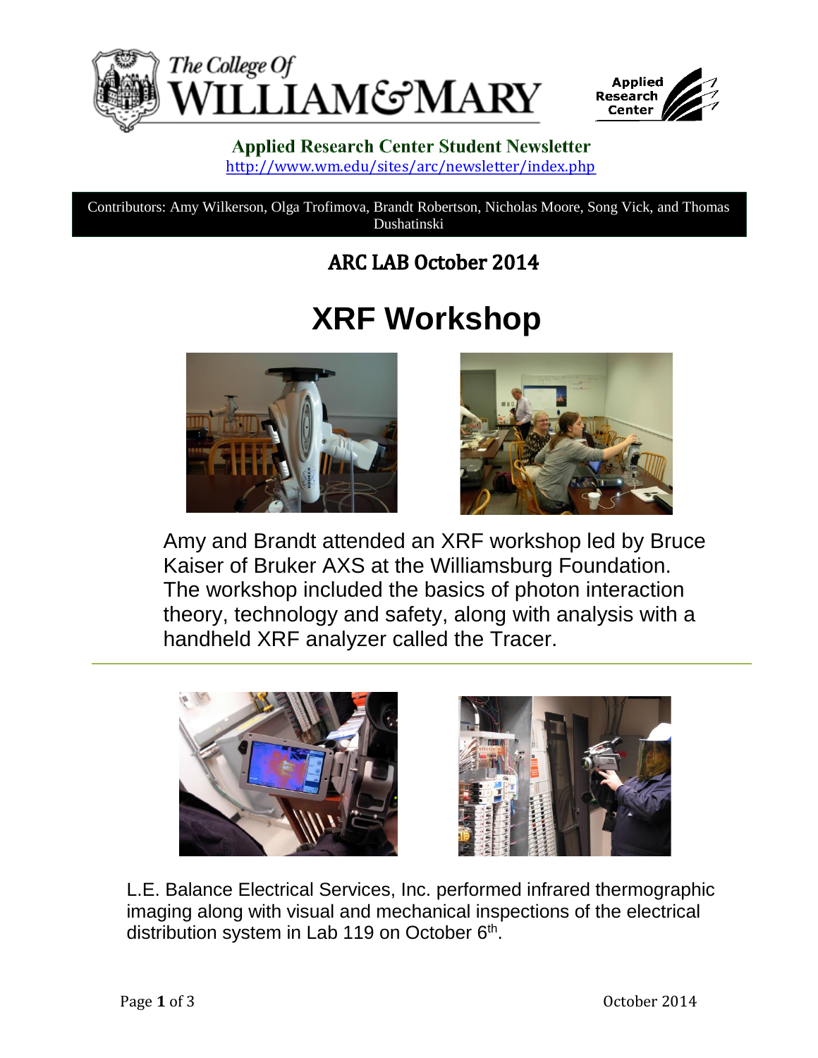**Applied Research Center Student Newsletter**

http://www.wm.edu/sites/arc/newsletter/index.php

Contributors: Amy Wilkerson, Olga Trofimova, Brandt Robertson, Nicholas Moore, Song Vick, and Thomas Dushatinski

## ARC LAB October 2014

# XRF Workshop

Amy and Brandt attended an XRF workshop led by Bruce Kaiser of Bruker AXS at the Williamsburg Foundation. The workshop included the basics of photon interaction theory, technology and safety, along with analysis with a handheld XRF analyzer called the Tracer.

---

L.E. Balance Electrical Services, Inc. performed infrared thermographic imaging along with visual and mechanical inspections of the electrical distribution system in Lab 119 on October 6th.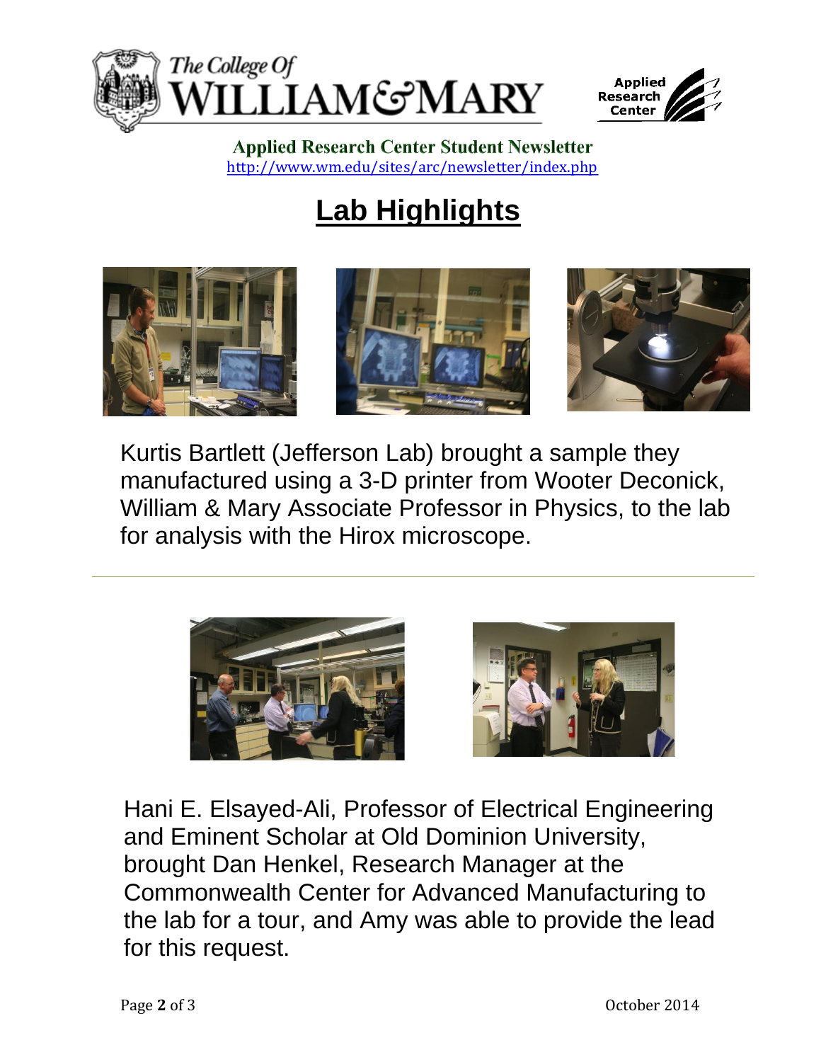**Applied Research Center Student Newsletter**
http://www.wm.edu/sites/arc/newsletter/index.php

# Lab Highlights

Kurtis Bartlett (Jefferson Lab) brought a sample they manufactured using a 3-D printer from Wooter Deconick, William & Mary Associate Professor in Physics, to the lab for analysis with the Hirox microscope.

---

Hani E. Elsayed-Ali, Professor of Electrical Engineering and Eminent Scholar at Old Dominion University, brought Dan Henkel, Research Manager at the Commonwealth Center for Advanced Manufacturing to the lab for a tour, and Amy was able to provide the lead for this request.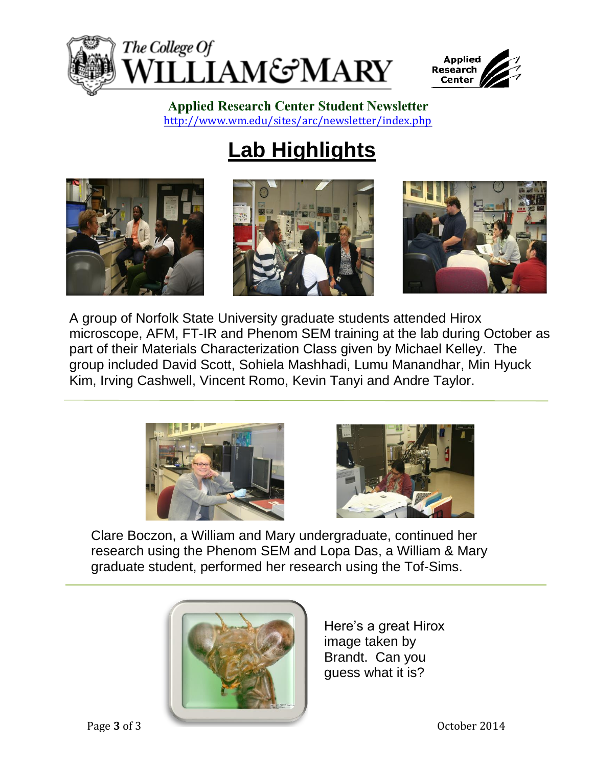**Applied Research Center Student Newsletter**
http://www.wm.edu/sites/arc/newsletter/index.php

# Lab Highlights

A group of Norfolk State University graduate students attended Hirox microscope, AFM, FT-IR and Phenom SEM training at the lab during October as part of their Materials Characterization Class given by Michael Kelley. The group included David Scott, Sohiela Mashhadi, Lumu Manandhar, Min Hyuck Kim, Irving Cashwell, Vincent Romo, Kevin Tanyi and Andre Taylor.

---

Clare Boczon, a William and Mary undergraduate, continued her research using the Phenom SEM and Lopa Das, a William & Mary graduate student, performed her research using the Tof-Sims.

---

Here's a great Hirox image taken by Brandt. Can you guess what it is?

October 2014